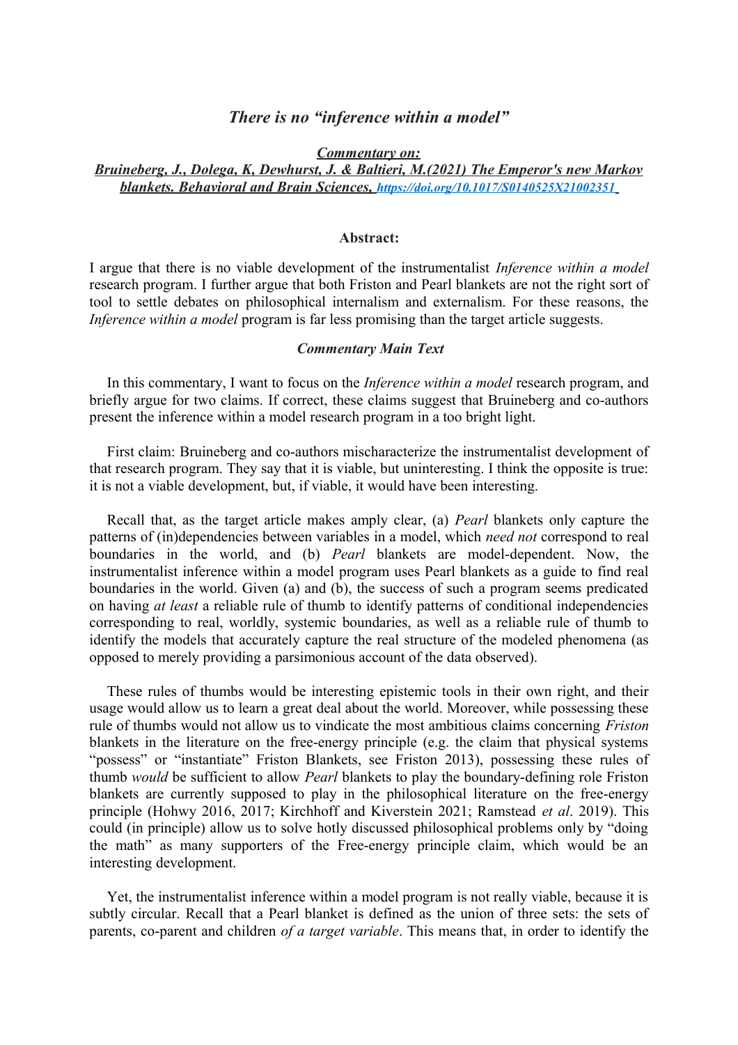# *There is no "inference within a model"*

***Commentary on:***

***Bruineberg, J., Dolega, K, Dewhurst, J. & Baltieri, M.(2021) The Emperor's new Markov blankets. Behavioral and Brain Sciences,*** ***https://doi.org/10.1017/S0140525X21002351***

**Abstract:**

I argue that there is no viable development of the instrumentalist *Inference within a model* research program. I further argue that both Friston and Pearl blankets are not the right sort of tool to settle debates on philosophical internalism and externalism. For these reasons, the *Inference within a model* program is far less promising than the target article suggests.

***Commentary Main Text***

In this commentary, I want to focus on the *Inference within a model* research program, and briefly argue for two claims. If correct, these claims suggest that Bruineberg and co-authors present the inference within a model research program in a too bright light.

First claim: Bruineberg and co-authors mischaracterize the instrumentalist development of that research program. They say that it is viable, but uninteresting. I think the opposite is true: it is not a viable development, but, if viable, it would have been interesting.

Recall that, as the target article makes amply clear, (a) *Pearl* blankets only capture the patterns of (in)dependencies between variables in a model, which *need not* correspond to real boundaries in the world, and (b) *Pearl* blankets are model-dependent. Now, the instrumentalist inference within a model program uses Pearl blankets as a guide to find real boundaries in the world. Given (a) and (b), the success of such a program seems predicated on having *at least* a reliable rule of thumb to identify patterns of conditional independencies corresponding to real, worldly, systemic boundaries, as well as a reliable rule of thumb to identify the models that accurately capture the real structure of the modeled phenomena (as opposed to merely providing a parsimonious account of the data observed).

These rules of thumbs would be interesting epistemic tools in their own right, and their usage would allow us to learn a great deal about the world. Moreover, while possessing these rule of thumbs would not allow us to vindicate the most ambitious claims concerning *Friston* blankets in the literature on the free-energy principle (e.g. the claim that physical systems "possess" or "instantiate" Friston Blankets, see Friston 2013), possessing these rules of thumb *would* be sufficient to allow *Pearl* blankets to play the boundary-defining role Friston blankets are currently supposed to play in the philosophical literature on the free-energy principle (Hohwy 2016, 2017; Kirchhoff and Kiverstein 2021; Ramstead *et al*. 2019). This could (in principle) allow us to solve hotly discussed philosophical problems only by "doing the math" as many supporters of the Free-energy principle claim, which would be an interesting development.

Yet, the instrumentalist inference within a model program is not really viable, because it is subtly circular. Recall that a Pearl blanket is defined as the union of three sets: the sets of parents, co-parent and children *of a target variable*. This means that, in order to identify the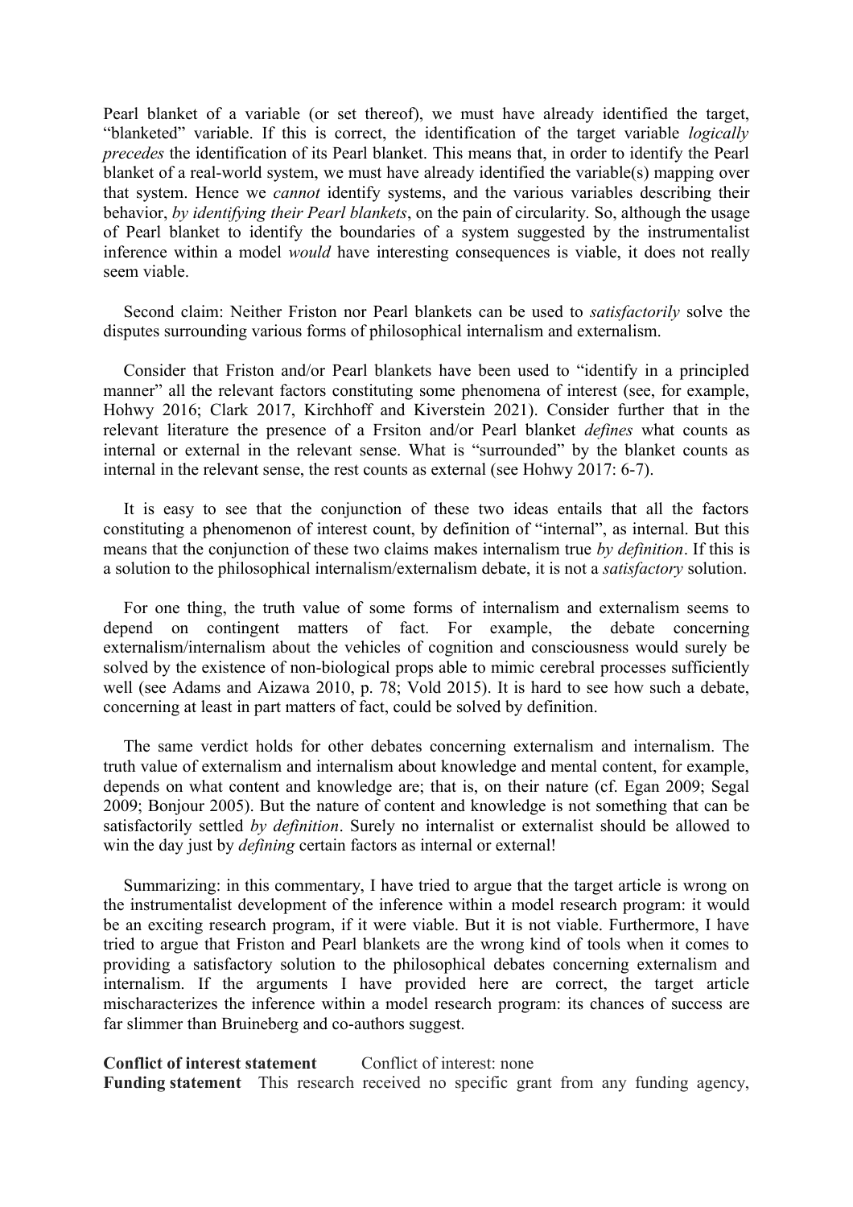Pearl blanket of a variable (or set thereof), we must have already identified the target, "blanketed" variable. If this is correct, the identification of the target variable *logically precedes* the identification of its Pearl blanket. This means that, in order to identify the Pearl blanket of a real-world system, we must have already identified the variable(s) mapping over that system. Hence we *cannot* identify systems, and the various variables describing their behavior, *by identifying their Pearl blankets*, on the pain of circularity. So, although the usage of Pearl blanket to identify the boundaries of a system suggested by the instrumentalist inference within a model *would* have interesting consequences is viable, it does not really seem viable.

Second claim: Neither Friston nor Pearl blankets can be used to *satisfactorily* solve the disputes surrounding various forms of philosophical internalism and externalism.

Consider that Friston and/or Pearl blankets have been used to "identify in a principled manner" all the relevant factors constituting some phenomena of interest (see, for example, Hohwy 2016; Clark 2017, Kirchhoff and Kiverstein 2021). Consider further that in the relevant literature the presence of a Frsiton and/or Pearl blanket *defines* what counts as internal or external in the relevant sense. What is "surrounded" by the blanket counts as internal in the relevant sense, the rest counts as external (see Hohwy 2017: 6-7).

It is easy to see that the conjunction of these two ideas entails that all the factors constituting a phenomenon of interest count, by definition of "internal", as internal. But this means that the conjunction of these two claims makes internalism true *by definition*. If this is a solution to the philosophical internalism/externalism debate, it is not a *satisfactory* solution.

For one thing, the truth value of some forms of internalism and externalism seems to depend on contingent matters of fact. For example, the debate concerning externalism/internalism about the vehicles of cognition and consciousness would surely be solved by the existence of non-biological props able to mimic cerebral processes sufficiently well (see Adams and Aizawa 2010, p. 78; Vold 2015). It is hard to see how such a debate, concerning at least in part matters of fact, could be solved by definition.

The same verdict holds for other debates concerning externalism and internalism. The truth value of externalism and internalism about knowledge and mental content, for example, depends on what content and knowledge are; that is, on their nature (cf. Egan 2009; Segal 2009; Bonjour 2005). But the nature of content and knowledge is not something that can be satisfactorily settled *by definition*. Surely no internalist or externalist should be allowed to win the day just by *defining* certain factors as internal or external!

Summarizing: in this commentary, I have tried to argue that the target article is wrong on the instrumentalist development of the inference within a model research program: it would be an exciting research program, if it were viable. But it is not viable. Furthermore, I have tried to argue that Friston and Pearl blankets are the wrong kind of tools when it comes to providing a satisfactory solution to the philosophical debates concerning externalism and internalism. If the arguments I have provided here are correct, the target article mischaracterizes the inference within a model research program: its chances of success are far slimmer than Bruineberg and co-authors suggest.

**Conflict of interest statement** Conflict of interest: none

**Funding statement** This research received no specific grant from any funding agency,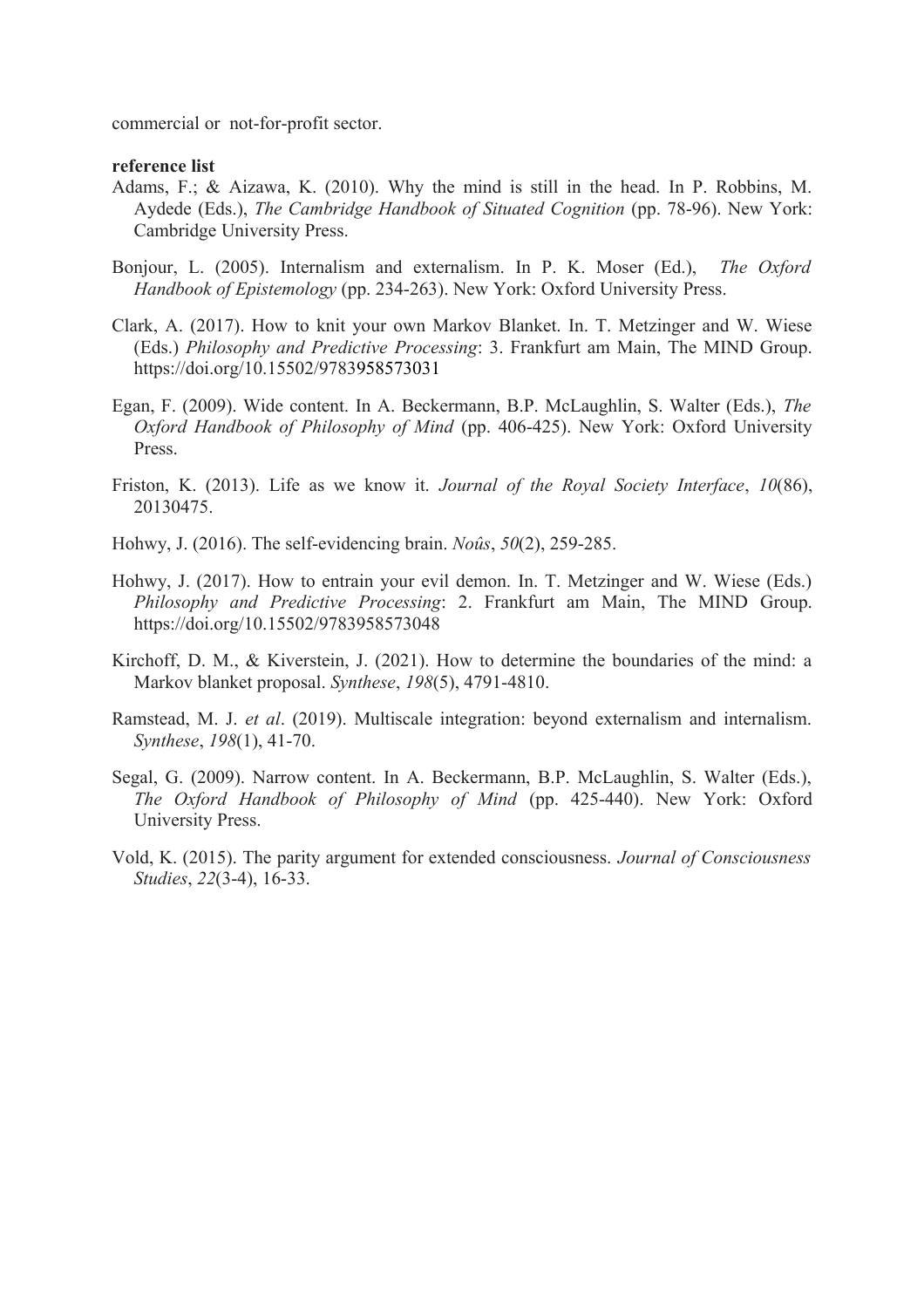commercial or not-for-profit sector.

**reference list**

Adams, F.; & Aizawa, K. (2010). Why the mind is still in the head. In P. Robbins, M. Aydede (Eds.), *The Cambridge Handbook of Situated Cognition* (pp. 78-96). New York: Cambridge University Press.

Bonjour, L. (2005). Internalism and externalism. In P. K. Moser (Ed.), *The Oxford Handbook of Epistemology* (pp. 234-263). New York: Oxford University Press.

Clark, A. (2017). How to knit your own Markov Blanket. In. T. Metzinger and W. Wiese (Eds.) *Philosophy and Predictive Processing*: 3. Frankfurt am Main, The MIND Group. https://doi.org/10.15502/9783958573031

Egan, F. (2009). Wide content. In A. Beckermann, B.P. McLaughlin, S. Walter (Eds.), *The Oxford Handbook of Philosophy of Mind* (pp. 406-425). New York: Oxford University Press.

Friston, K. (2013). Life as we know it. *Journal of the Royal Society Interface*, *10*(86), 20130475.

Hohwy, J. (2016). The self-evidencing brain. *Noûs*, *50*(2), 259-285.

Hohwy, J. (2017). How to entrain your evil demon. In. T. Metzinger and W. Wiese (Eds.) *Philosophy and Predictive Processing*: 2. Frankfurt am Main, The MIND Group. https://doi.org/10.15502/9783958573048

Kirchoff, D. M., & Kiverstein, J. (2021). How to determine the boundaries of the mind: a Markov blanket proposal. *Synthese*, *198*(5), 4791-4810.

Ramstead, M. J. *et al*. (2019). Multiscale integration: beyond externalism and internalism. *Synthese*, *198*(1), 41-70.

Segal, G. (2009). Narrow content. In A. Beckermann, B.P. McLaughlin, S. Walter (Eds.), *The Oxford Handbook of Philosophy of Mind* (pp. 425-440). New York: Oxford University Press.

Vold, K. (2015). The parity argument for extended consciousness. *Journal of Consciousness Studies*, *22*(3-4), 16-33.